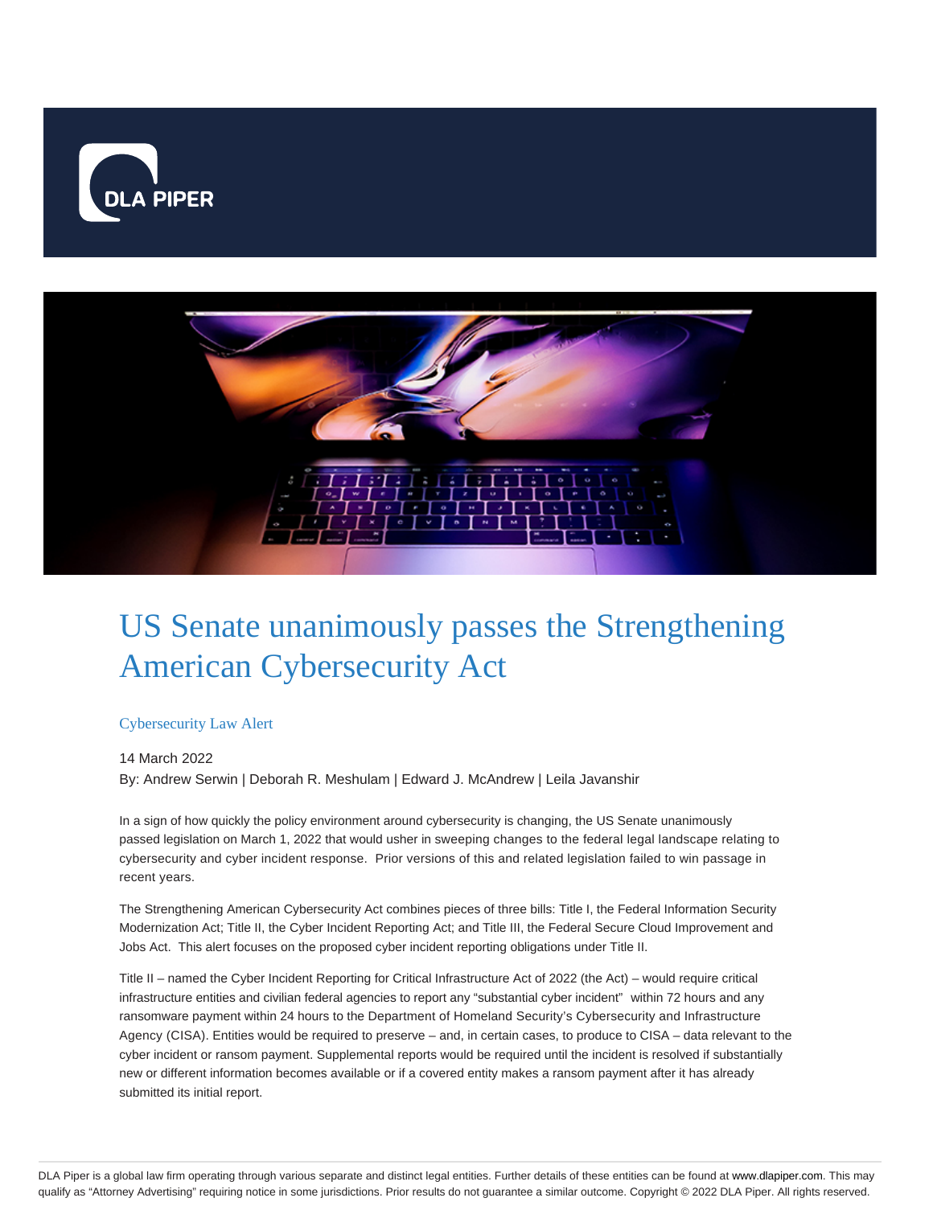# US Senate unanimously passes the Strengthening American Cybersecurity Act

Cybersecurity Law Alert

14 March 2022

By: Andrew Serwin | Deborah R. Meshulam | Edward J. McAndrew | Leila Javanshir

In a sign of how quickly the policy environment around cybersecurity is changing, the US Senate unanimously passed legislation on March 1, 2022 that would usher in sweeping changes to the federal legal landscape relating to cybersecurity and cyber incident response. Prior versions of this and related legislation failed to win passage in recent years.

The Strengthening American Cybersecurity Act combines pieces of three bills: Title I, the Federal Information Security Modernization Act; Title II, the Cyber Incident Reporting Act; and Title III, the Federal Secure Cloud Improvement and Jobs Act. This alert focuses on the proposed cyber incident reporting obligations under Title II.

Title II – named the Cyber Incident Reporting for Critical Infrastructure Act of 2022 (the Act) – would require critical infrastructure entities and civilian federal agencies to report any "substantial cyber incident" within 72 hours and any ransomware payment within 24 hours to the Department of Homeland Security's Cybersecurity and Infrastructure Agency (CISA). Entities would be required to preserve – and, in certain cases, to produce to CISA – data relevant to the cyber incident or ransom payment. Supplemental reports would be required until the incident is resolved if substantially new or different information becomes available or if a covered entity makes a ransom payment after it has already submitted its initial report.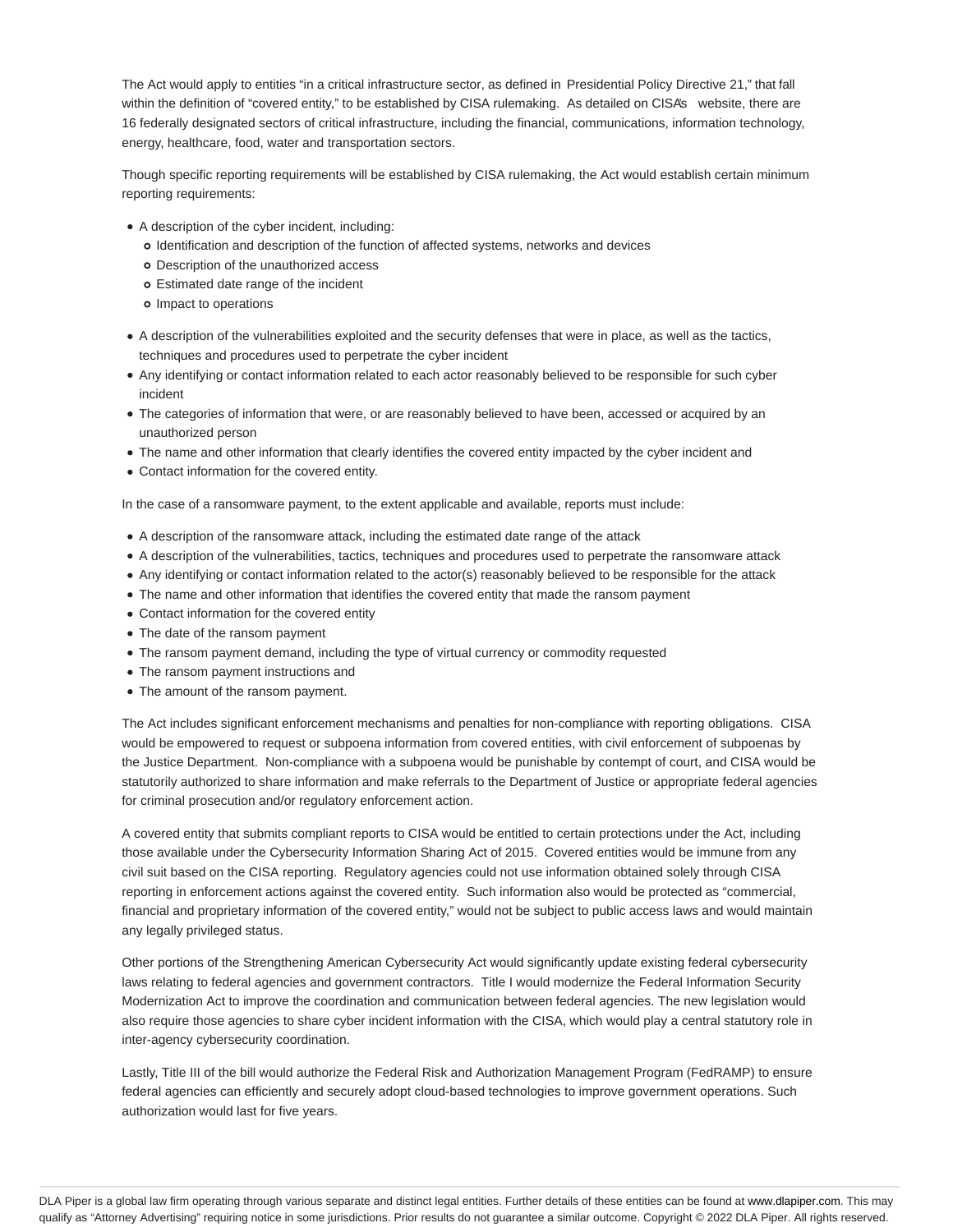The Act would apply to entities "in a critical infrastructure sector, as defined in Presidential Policy Directive 21," that fall within the definition of "covered entity," to be established by CISA rulemaking. As detailed on CISA's website, there are 16 federally designated sectors of critical infrastructure, including the financial, communications, information technology, energy, healthcare, food, water and transportation sectors.

Though specific reporting requirements will be established by CISA rulemaking, the Act would establish certain minimum reporting requirements:

- A description of the cyber incident, including:
  - Identification and description of the function of affected systems, networks and devices
  - Description of the unauthorized access
  - Estimated date range of the incident
  - Impact to operations
- A description of the vulnerabilities exploited and the security defenses that were in place, as well as the tactics, techniques and procedures used to perpetrate the cyber incident
- Any identifying or contact information related to each actor reasonably believed to be responsible for such cyber incident
- The categories of information that were, or are reasonably believed to have been, accessed or acquired by an unauthorized person
- The name and other information that clearly identifies the covered entity impacted by the cyber incident and
- Contact information for the covered entity.

In the case of a ransomware payment, to the extent applicable and available, reports must include:

- A description of the ransomware attack, including the estimated date range of the attack
- A description of the vulnerabilities, tactics, techniques and procedures used to perpetrate the ransomware attack
- Any identifying or contact information related to the actor(s) reasonably believed to be responsible for the attack
- The name and other information that identifies the covered entity that made the ransom payment
- Contact information for the covered entity
- The date of the ransom payment
- The ransom payment demand, including the type of virtual currency or commodity requested
- The ransom payment instructions and
- The amount of the ransom payment.

The Act includes significant enforcement mechanisms and penalties for non-compliance with reporting obligations. CISA would be empowered to request or subpoena information from covered entities, with civil enforcement of subpoenas by the Justice Department. Non-compliance with a subpoena would be punishable by contempt of court, and CISA would be statutorily authorized to share information and make referrals to the Department of Justice or appropriate federal agencies for criminal prosecution and/or regulatory enforcement action.

A covered entity that submits compliant reports to CISA would be entitled to certain protections under the Act, including those available under the Cybersecurity Information Sharing Act of 2015. Covered entities would be immune from any civil suit based on the CISA reporting. Regulatory agencies could not use information obtained solely through CISA reporting in enforcement actions against the covered entity. Such information also would be protected as "commercial, financial and proprietary information of the covered entity," would not be subject to public access laws and would maintain any legally privileged status.

Other portions of the Strengthening American Cybersecurity Act would significantly update existing federal cybersecurity laws relating to federal agencies and government contractors. Title I would modernize the Federal Information Security Modernization Act to improve the coordination and communication between federal agencies. The new legislation would also require those agencies to share cyber incident information with the CISA, which would play a central statutory role in inter-agency cybersecurity coordination.

Lastly, Title III of the bill would authorize the Federal Risk and Authorization Management Program (FedRAMP) to ensure federal agencies can efficiently and securely adopt cloud-based technologies to improve government operations. Such authorization would last for five years.

DLA Piper is a global law firm operating through various separate and distinct legal entities. Further details of these entities can be found at www.dlapiper.com. This may qualify as "Attorney Advertising" requiring notice in some jurisdictions. Prior results do not guarantee a similar outcome. Copyright © 2022 DLA Piper. All rights reserved.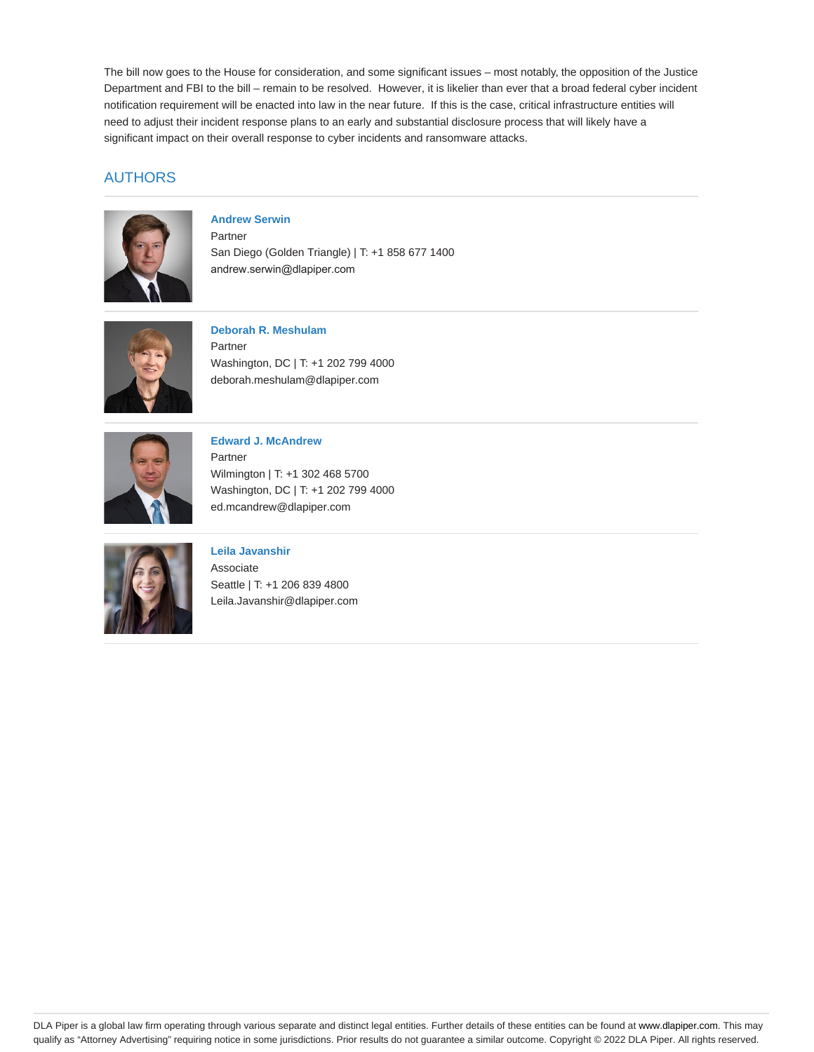The bill now goes to the House for consideration, and some significant issues – most notably, the opposition of the Justice Department and FBI to the bill – remain to be resolved. However, it is likelier than ever that a broad federal cyber incident notification requirement will be enacted into law in the near future. If this is the case, critical infrastructure entities will need to adjust their incident response plans to an early and substantial disclosure process that will likely have a significant impact on their overall response to cyber incidents and ransomware attacks.

## AUTHORS

**Andrew Serwin**
Partner
San Diego (Golden Triangle) | T: +1 858 677 1400
andrew.serwin@dlapiper.com

**Deborah R. Meshulam**
Partner
Washington, DC | T: +1 202 799 4000
deborah.meshulam@dlapiper.com

**Edward J. McAndrew**
Partner
Wilmington | T: +1 302 468 5700
Washington, DC | T: +1 202 799 4000
ed.mcandrew@dlapiper.com

**Leila Javanshir**
Associate
Seattle | T: +1 206 839 4800
Leila.Javanshir@dlapiper.com

DLA Piper is a global law firm operating through various separate and distinct legal entities. Further details of these entities can be found at www.dlapiper.com. This may qualify as "Attorney Advertising" requiring notice in some jurisdictions. Prior results do not guarantee a similar outcome. Copyright © 2022 DLA Piper. All rights reserved.